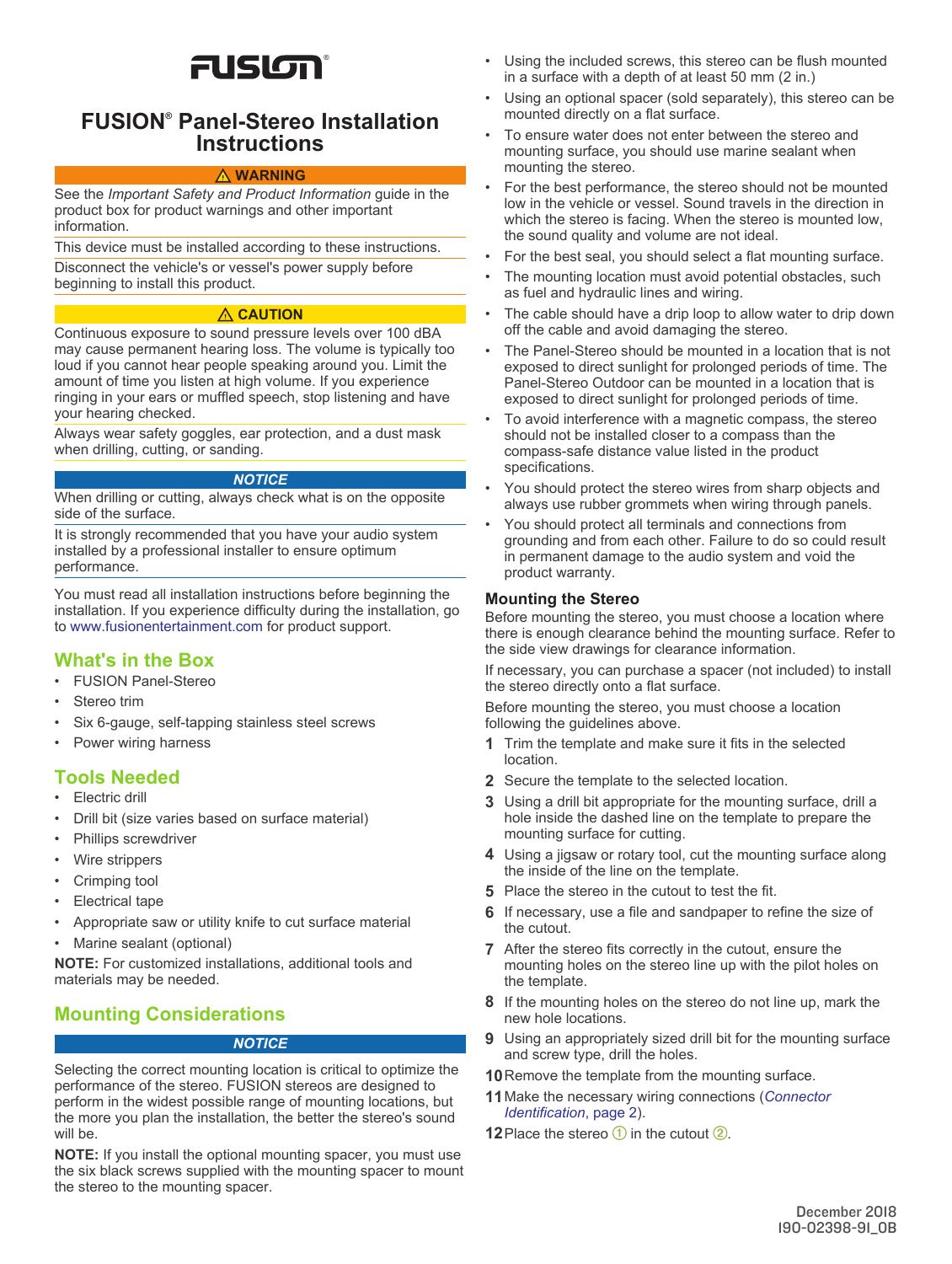# FUSION® Panel-Stereo Installation Instructions

**⚠ WARNING**

See the *Important Safety and Product Information* guide in the product box for product warnings and other important information.

This device must be installed according to these instructions.

Disconnect the vehicle's or vessel's power supply before beginning to install this product.

**⚠ CAUTION**

Continuous exposure to sound pressure levels over 100 dBA may cause permanent hearing loss. The volume is typically too loud if you cannot hear people speaking around you. Limit the amount of time you listen at high volume. If you experience ringing in your ears or muffled speech, stop listening and have your hearing checked.

Always wear safety goggles, ear protection, and a dust mask when drilling, cutting, or sanding.

***NOTICE***

When drilling or cutting, always check what is on the opposite side of the surface.

It is strongly recommended that you have your audio system installed by a professional installer to ensure optimum performance.

You must read all installation instructions before beginning the installation. If you experience difficulty during the installation, go to www.fusionentertainment.com for product support.

## What's in the Box

- FUSION Panel-Stereo
- Stereo trim
- Six 6-gauge, self-tapping stainless steel screws
- Power wiring harness

## Tools Needed

- Electric drill
- Drill bit (size varies based on surface material)
- Phillips screwdriver
- Wire strippers
- Crimping tool
- Electrical tape
- Appropriate saw or utility knife to cut surface material
- Marine sealant (optional)

**NOTE:** For customized installations, additional tools and materials may be needed.

## Mounting Considerations

***NOTICE***

Selecting the correct mounting location is critical to optimize the performance of the stereo. FUSION stereos are designed to perform in the widest possible range of mounting locations, but the more you plan the installation, the better the stereo's sound will be.

**NOTE:** If you install the optional mounting spacer, you must use the six black screws supplied with the mounting spacer to mount the stereo to the mounting spacer.

- Using the included screws, this stereo can be flush mounted in a surface with a depth of at least 50 mm (2 in.)
- Using an optional spacer (sold separately), this stereo can be mounted directly on a flat surface.
- To ensure water does not enter between the stereo and mounting surface, you should use marine sealant when mounting the stereo.
- For the best performance, the stereo should not be mounted low in the vehicle or vessel. Sound travels in the direction in which the stereo is facing. When the stereo is mounted low, the sound quality and volume are not ideal.
- For the best seal, you should select a flat mounting surface.
- The mounting location must avoid potential obstacles, such as fuel and hydraulic lines and wiring.
- The cable should have a drip loop to allow water to drip down off the cable and avoid damaging the stereo.
- The Panel-Stereo should be mounted in a location that is not exposed to direct sunlight for prolonged periods of time. The Panel-Stereo Outdoor can be mounted in a location that is exposed to direct sunlight for prolonged periods of time.
- To avoid interference with a magnetic compass, the stereo should not be installed closer to a compass than the compass-safe distance value listed in the product specifications.
- You should protect the stereo wires from sharp objects and always use rubber grommets when wiring through panels.
- You should protect all terminals and connections from grounding and from each other. Failure to do so could result in permanent damage to the audio system and void the product warranty.

### Mounting the Stereo

Before mounting the stereo, you must choose a location where there is enough clearance behind the mounting surface. Refer to the side view drawings for clearance information.

If necessary, you can purchase a spacer (not included) to install the stereo directly onto a flat surface.

Before mounting the stereo, you must choose a location following the guidelines above.

1. Trim the template and make sure it fits in the selected location.
2. Secure the template to the selected location.
3. Using a drill bit appropriate for the mounting surface, drill a hole inside the dashed line on the template to prepare the mounting surface for cutting.
4. Using a jigsaw or rotary tool, cut the mounting surface along the inside of the line on the template.
5. Place the stereo in the cutout to test the fit.
6. If necessary, use a file and sandpaper to refine the size of the cutout.
7. After the stereo fits correctly in the cutout, ensure the mounting holes on the stereo line up with the pilot holes on the template.
8. If the mounting holes on the stereo do not line up, mark the new hole locations.
9. Using an appropriately sized drill bit for the mounting surface and screw type, drill the holes.
10. Remove the template from the mounting surface.
11. Make the necessary wiring connections (*Connector Identification*, page 2).
12. Place the stereo ① in the cutout ②.

December 2018
190-02398-91_0B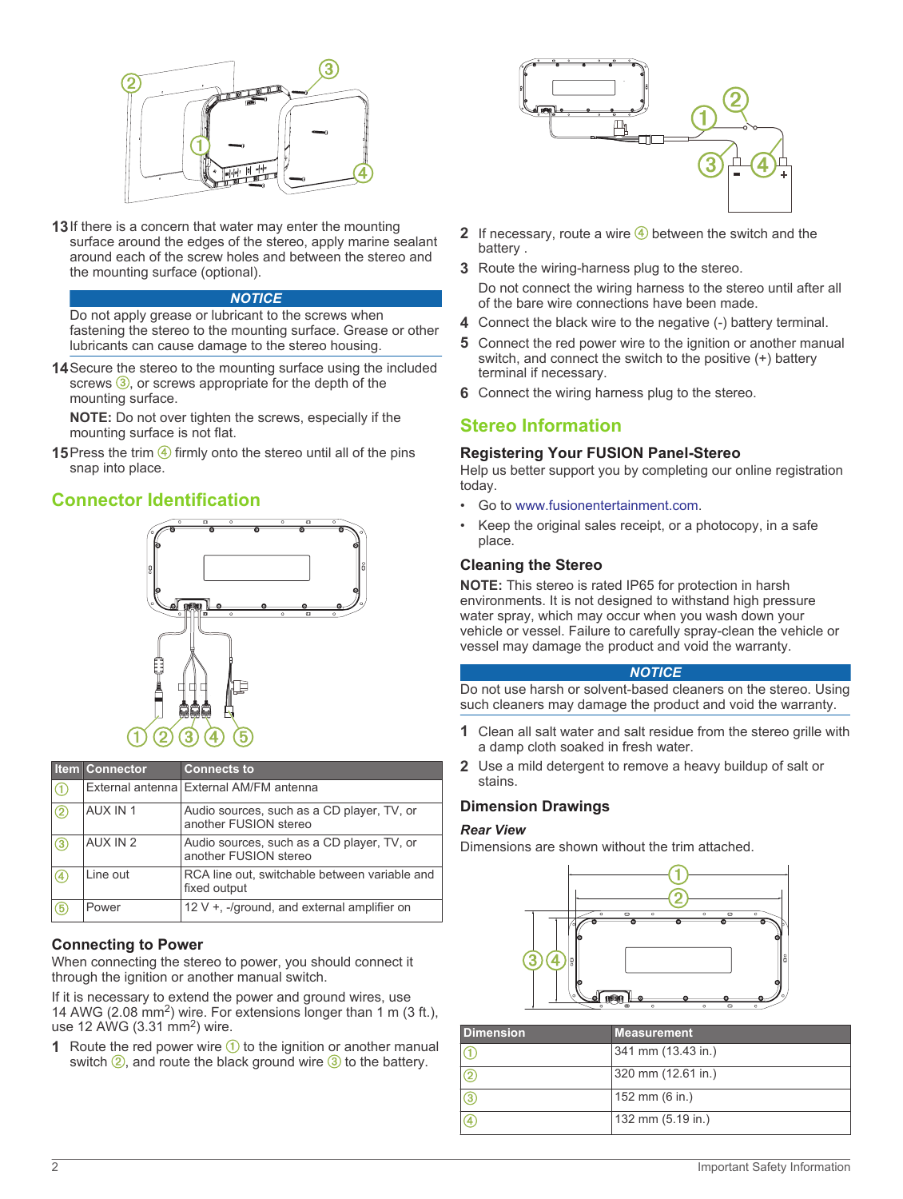13 If there is a concern that water may enter the mounting surface around the edges of the stereo, apply marine sealant around each of the screw holes and between the stereo and the mounting surface (optional).

**NOTICE**

Do not apply grease or lubricant to the screws when fastening the stereo to the mounting surface. Grease or other lubricants can cause damage to the stereo housing.

14 Secure the stereo to the mounting surface using the included screws ③, or screws appropriate for the depth of the mounting surface.

**NOTE:** Do not over tighten the screws, especially if the mounting surface is not flat.

15 Press the trim ④ firmly onto the stereo until all of the pins snap into place.

## Connector Identification

| Item | Connector | Connects to |
|---|---|---|
| ① | External antenna | External AM/FM antenna |
| ② | AUX IN 1 | Audio sources, such as a CD player, TV, or another FUSION stereo |
| ③ | AUX IN 2 | Audio sources, such as a CD player, TV, or another FUSION stereo |
| ④ | Line out | RCA line out, switchable between variable and fixed output |
| ⑤ | Power | 12 V +, -/ground, and external amplifier on |

### Connecting to Power

When connecting the stereo to power, you should connect it through the ignition or another manual switch.

If it is necessary to extend the power and ground wires, use 14 AWG (2.08 mm$^2$) wire. For extensions longer than 1 m (3 ft.), use 12 AWG (3.31 mm$^2$) wire.

1 Route the red power wire ① to the ignition or another manual switch ②, and route the black ground wire ③ to the battery.

2 If necessary, route a wire ④ between the switch and the battery .

3 Route the wiring-harness plug to the stereo.

Do not connect the wiring harness to the stereo until after all of the bare wire connections have been made.

4 Connect the black wire to the negative (-) battery terminal.

5 Connect the red power wire to the ignition or another manual switch, and connect the switch to the positive (+) battery terminal if necessary.

6 Connect the wiring harness plug to the stereo.

## Stereo Information

### Registering Your FUSION Panel-Stereo

Help us better support you by completing our online registration today.

- Go to www.fusionentertainment.com.
- Keep the original sales receipt, or a photocopy, in a safe place.

### Cleaning the Stereo

**NOTE:** This stereo is rated IP65 for protection in harsh environments. It is not designed to withstand high pressure water spray, which may occur when you wash down your vehicle or vessel. Failure to carefully spray-clean the vehicle or vessel may damage the product and void the warranty.

**NOTICE**

Do not use harsh or solvent-based cleaners on the stereo. Using such cleaners may damage the product and void the warranty.

1 Clean all salt water and salt residue from the stereo grille with a damp cloth soaked in fresh water.

2 Use a mild detergent to remove a heavy buildup of salt or stains.

### Dimension Drawings

***Rear View***

Dimensions are shown without the trim attached.

| Dimension | Measurement |
|---|---|
| ① | 341 mm (13.43 in.) |
| ② | 320 mm (12.61 in.) |
| ③ | 152 mm (6 in.) |
| ④ | 132 mm (5.19 in.) |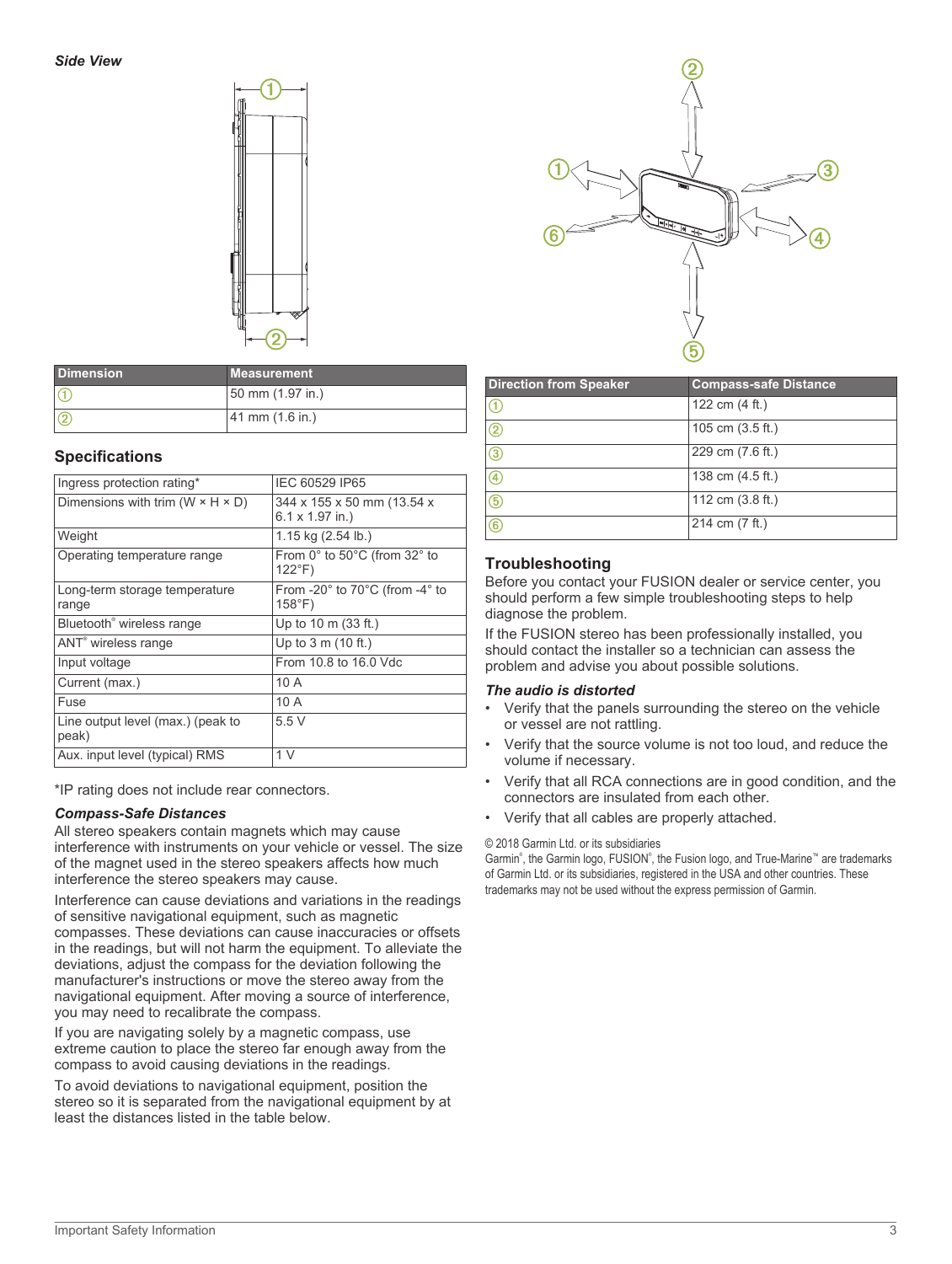*Side View*

| Dimension | Measurement |
|---|---|
| ① | 50 mm (1.97 in.) |
| ② | 41 mm (1.6 in.) |

## Specifications

| | |
|---|---|
| Ingress protection rating* | IEC 60529 IP65 |
| Dimensions with trim (W × H × D) | 344 x 155 x 50 mm (13.54 x 6.1 x 1.97 in.) |
| Weight | 1.15 kg (2.54 lb.) |
| Operating temperature range | From 0° to 50°C (from 32° to 122°F) |
| Long-term storage temperature range | From -20° to 70°C (from -4° to 158°F) |
| Bluetooth® wireless range | Up to 10 m (33 ft.) |
| ANT® wireless range | Up to 3 m (10 ft.) |
| Input voltage | From 10.8 to 16.0 Vdc |
| Current (max.) | 10 A |
| Fuse | 10 A |
| Line output level (max.) (peak to peak) | 5.5 V |
| Aux. input level (typical) RMS | 1 V |

*IP rating does not include rear connectors.

### *Compass-Safe Distances*

All stereo speakers contain magnets which may cause interference with instruments on your vehicle or vessel. The size of the magnet used in the stereo speakers affects how much interference the stereo speakers may cause.

Interference can cause deviations and variations in the readings of sensitive navigational equipment, such as magnetic compasses. These deviations can cause inaccuracies or offsets in the readings, but will not harm the equipment. To alleviate the deviations, adjust the compass for the deviation following the manufacturer's instructions or move the stereo away from the navigational equipment. After moving a source of interference, you may need to recalibrate the compass.

If you are navigating solely by a magnetic compass, use extreme caution to place the stereo far enough away from the compass to avoid causing deviations in the readings.

To avoid deviations to navigational equipment, position the stereo so it is separated from the navigational equipment by at least the distances listed in the table below.

| Direction from Speaker | Compass-safe Distance |
|---|---|
| ① | 122 cm (4 ft.) |
| ② | 105 cm (3.5 ft.) |
| ③ | 229 cm (7.6 ft.) |
| ④ | 138 cm (4.5 ft.) |
| ⑤ | 112 cm (3.8 ft.) |
| ⑥ | 214 cm (7 ft.) |

## Troubleshooting

Before you contact your FUSION dealer or service center, you should perform a few simple troubleshooting steps to help diagnose the problem.

If the FUSION stereo has been professionally installed, you should contact the installer so a technician can assess the problem and advise you about possible solutions.

### *The audio is distorted*

- Verify that the panels surrounding the stereo on the vehicle or vessel are not rattling.
- Verify that the source volume is not too loud, and reduce the volume if necessary.
- Verify that all RCA connections are in good condition, and the connectors are insulated from each other.
- Verify that all cables are properly attached.

© 2018 Garmin Ltd. or its subsidiaries

Garmin®, the Garmin logo, FUSION®, the Fusion logo, and True-Marine™ are trademarks of Garmin Ltd. or its subsidiaries, registered in the USA and other countries. These trademarks may not be used without the express permission of Garmin.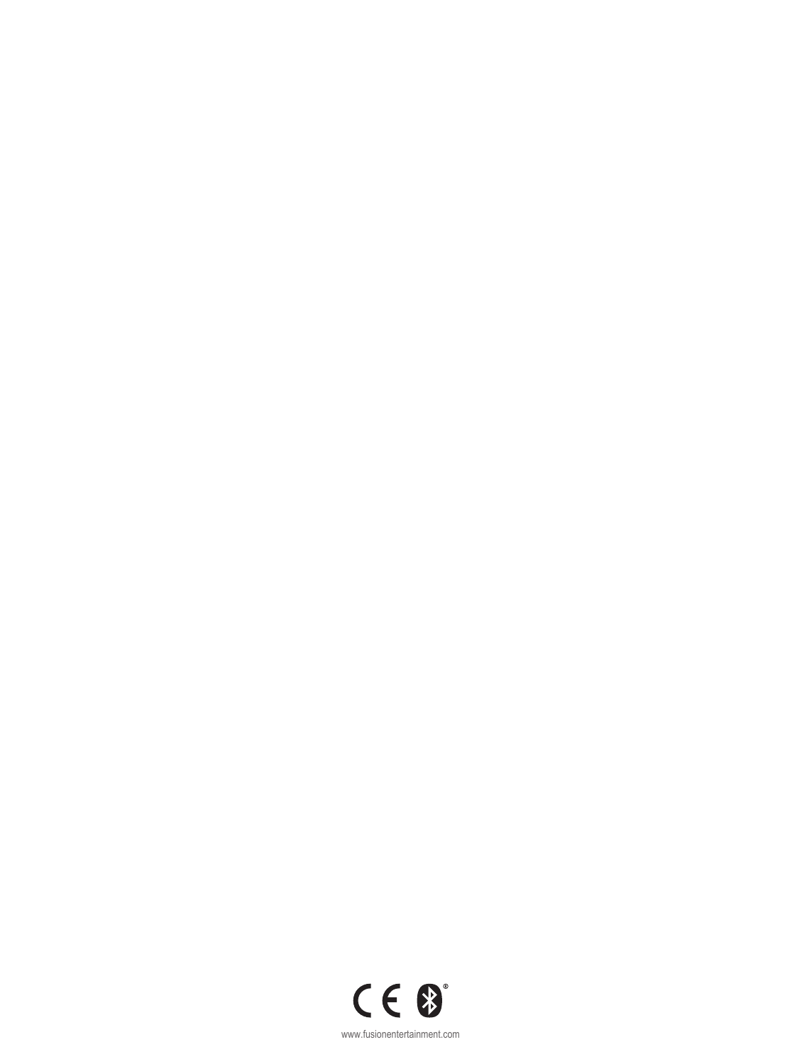www.fusionentertainment.com